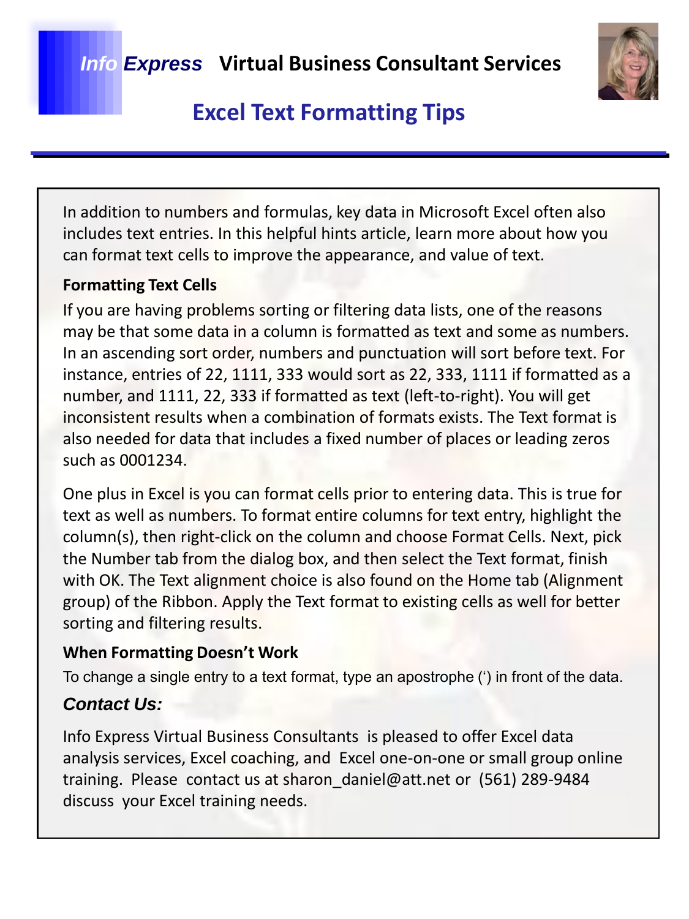# *Info Express* Virtual Business Consultant Services

## Excel Text Formatting Tips

In addition to numbers and formulas, key data in Microsoft Excel often also includes text entries. In this helpful hints article, learn more about how you can format text cells to improve the appearance, and value of text.

**Formatting Text Cells**

If you are having problems sorting or filtering data lists, one of the reasons may be that some data in a column is formatted as text and some as numbers. In an ascending sort order, numbers and punctuation will sort before text. For instance, entries of 22, 1111, 333 would sort as 22, 333, 1111 if formatted as a number, and 1111, 22, 333 if formatted as text (left-to-right). You will get inconsistent results when a combination of formats exists. The Text format is also needed for data that includes a fixed number of places or leading zeros such as 0001234.

One plus in Excel is you can format cells prior to entering data. This is true for text as well as numbers. To format entire columns for text entry, highlight the column(s), then right-click on the column and choose Format Cells. Next, pick the Number tab from the dialog box, and then select the Text format, finish with OK. The Text alignment choice is also found on the Home tab (Alignment group) of the Ribbon. Apply the Text format to existing cells as well for better sorting and filtering results.

**When Formatting Doesn't Work**

To change a single entry to a text format, type an apostrophe (') in front of the data.

***Contact Us:***

Info Express Virtual Business Consultants is pleased to offer Excel data analysis services, Excel coaching, and Excel one-on-one or small group online training. Please contact us at sharon_daniel@att.net or (561) 289-9484 discuss your Excel training needs.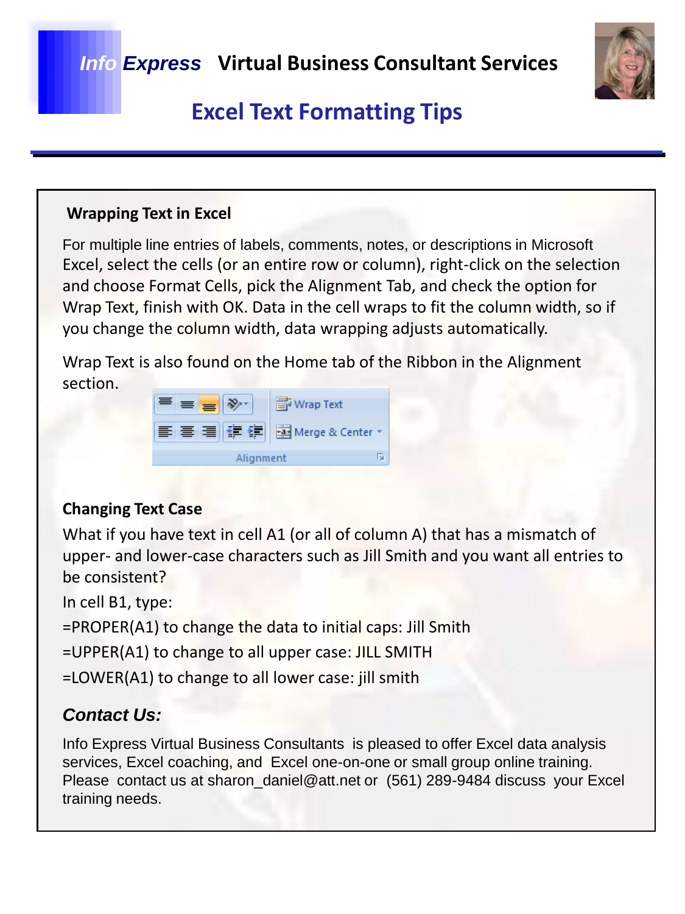# *Info Express* Virtual Business Consultant Services

## Excel Text Formatting Tips

### Wrapping Text in Excel

For multiple line entries of labels, comments, notes, or descriptions in Microsoft Excel, select the cells (or an entire row or column), right-click on the selection and choose Format Cells, pick the Alignment Tab, and check the option for Wrap Text, finish with OK. Data in the cell wraps to fit the column width, so if you change the column width, data wrapping adjusts automatically.

Wrap Text is also found on the Home tab of the Ribbon in the Alignment section.

Wrap Text

Merge & Center

Alignment

### Changing Text Case

What if you have text in cell A1 (or all of column A) that has a mismatch of upper- and lower-case characters such as Jill Smith and you want all entries to be consistent?

In cell B1, type:

=PROPER(A1) to change the data to initial caps: Jill Smith

=UPPER(A1) to change to all upper case: JILL SMITH

=LOWER(A1) to change to all lower case: jill smith

### *Contact Us:*

Info Express Virtual Business Consultants is pleased to offer Excel data analysis services, Excel coaching, and Excel one-on-one or small group online training. Please contact us at sharon_daniel@att.net or (561) 289-9484 discuss your Excel training needs.